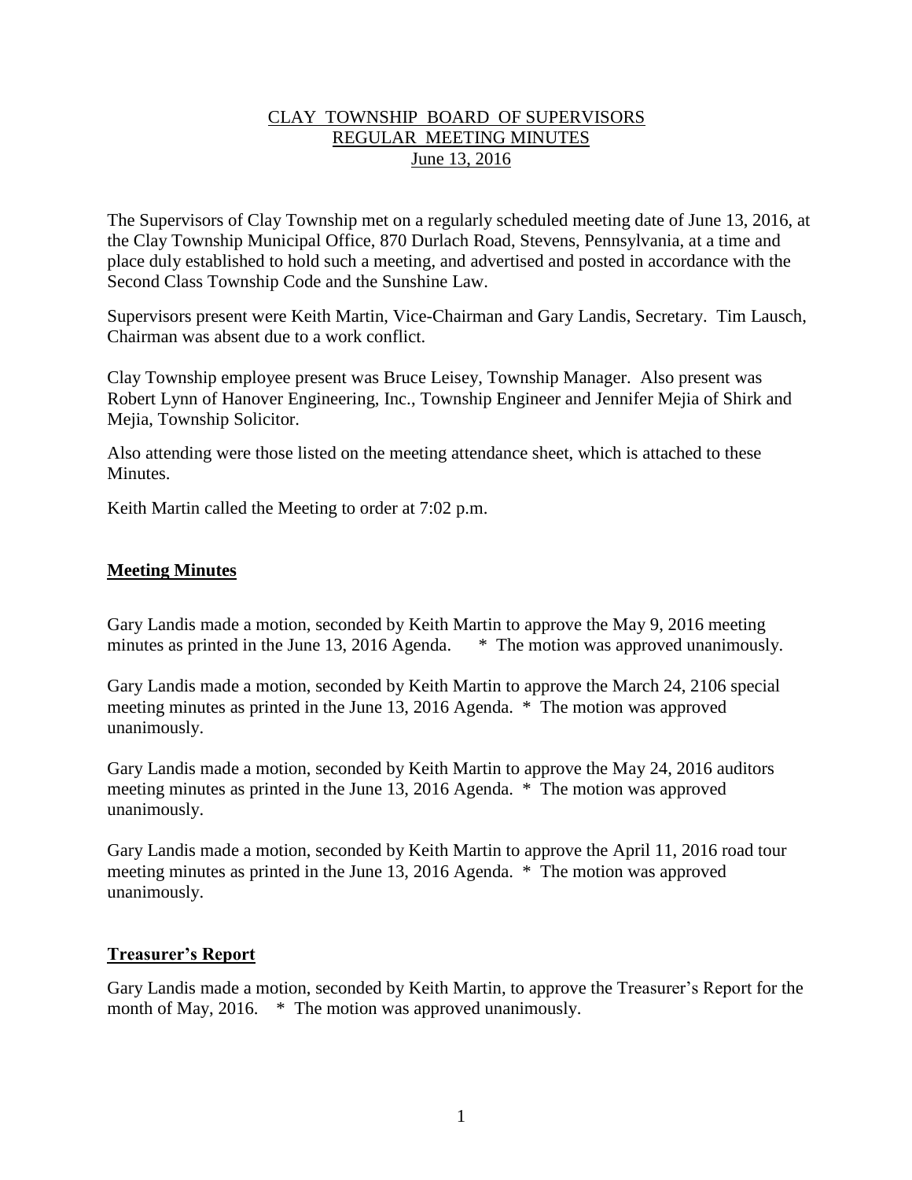# CLAY TOWNSHIP BOARD OF SUPERVISORS
## REGULAR MEETING MINUTES
### June 13, 2016

The Supervisors of Clay Township met on a regularly scheduled meeting date of June 13, 2016, at the Clay Township Municipal Office, 870 Durlach Road, Stevens, Pennsylvania, at a time and place duly established to hold such a meeting, and advertised and posted in accordance with the Second Class Township Code and the Sunshine Law.

Supervisors present were Keith Martin, Vice-Chairman and Gary Landis, Secretary. Tim Lausch, Chairman was absent due to a work conflict.

Clay Township employee present was Bruce Leisey, Township Manager. Also present was Robert Lynn of Hanover Engineering, Inc., Township Engineer and Jennifer Mejia of Shirk and Mejia, Township Solicitor.

Also attending were those listed on the meeting attendance sheet, which is attached to these Minutes.

Keith Martin called the Meeting to order at 7:02 p.m.

## Meeting Minutes

Gary Landis made a motion, seconded by Keith Martin to approve the May 9, 2016 meeting minutes as printed in the June 13, 2016 Agenda. * The motion was approved unanimously.

Gary Landis made a motion, seconded by Keith Martin to approve the March 24, 2106 special meeting minutes as printed in the June 13, 2016 Agenda. * The motion was approved unanimously.

Gary Landis made a motion, seconded by Keith Martin to approve the May 24, 2016 auditors meeting minutes as printed in the June 13, 2016 Agenda. * The motion was approved unanimously.

Gary Landis made a motion, seconded by Keith Martin to approve the April 11, 2016 road tour meeting minutes as printed in the June 13, 2016 Agenda. * The motion was approved unanimously.

## Treasurer's Report

Gary Landis made a motion, seconded by Keith Martin, to approve the Treasurer's Report for the month of May, 2016. * The motion was approved unanimously.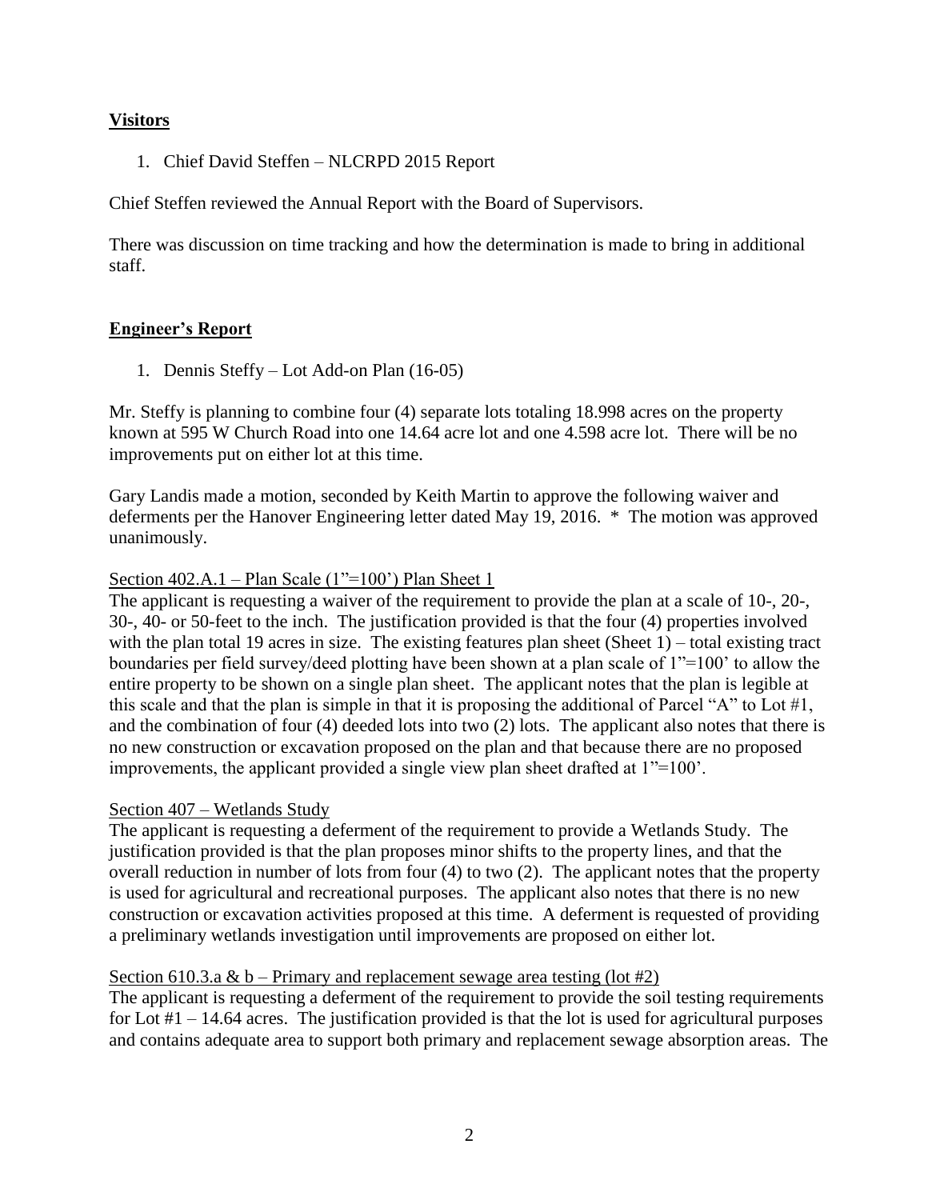## Visitors

1. Chief David Steffen – NLCRPD 2015 Report

Chief Steffen reviewed the Annual Report with the Board of Supervisors.

There was discussion on time tracking and how the determination is made to bring in additional staff.

## Engineer's Report

1. Dennis Steffy – Lot Add-on Plan (16-05)

Mr. Steffy is planning to combine four (4) separate lots totaling 18.998 acres on the property known at 595 W Church Road into one 14.64 acre lot and one 4.598 acre lot. There will be no improvements put on either lot at this time.

Gary Landis made a motion, seconded by Keith Martin to approve the following waiver and deferments per the Hanover Engineering letter dated May 19, 2016. * The motion was approved unanimously.

Section 402.A.1 – Plan Scale (1"=100') Plan Sheet 1

The applicant is requesting a waiver of the requirement to provide the plan at a scale of 10-, 20-, 30-, 40- or 50-feet to the inch. The justification provided is that the four (4) properties involved with the plan total 19 acres in size. The existing features plan sheet (Sheet 1) – total existing tract boundaries per field survey/deed plotting have been shown at a plan scale of 1"=100' to allow the entire property to be shown on a single plan sheet. The applicant notes that the plan is legible at this scale and that the plan is simple in that it is proposing the additional of Parcel "A" to Lot #1, and the combination of four (4) deeded lots into two (2) lots. The applicant also notes that there is no new construction or excavation proposed on the plan and that because there are no proposed improvements, the applicant provided a single view plan sheet drafted at 1"=100'.

Section 407 – Wetlands Study

The applicant is requesting a deferment of the requirement to provide a Wetlands Study. The justification provided is that the plan proposes minor shifts to the property lines, and that the overall reduction in number of lots from four (4) to two (2). The applicant notes that the property is used for agricultural and recreational purposes. The applicant also notes that there is no new construction or excavation activities proposed at this time. A deferment is requested of providing a preliminary wetlands investigation until improvements are proposed on either lot.

Section 610.3.a & b – Primary and replacement sewage area testing (lot #2)

The applicant is requesting a deferment of the requirement to provide the soil testing requirements for Lot #1 – 14.64 acres. The justification provided is that the lot is used for agricultural purposes and contains adequate area to support both primary and replacement sewage absorption areas. The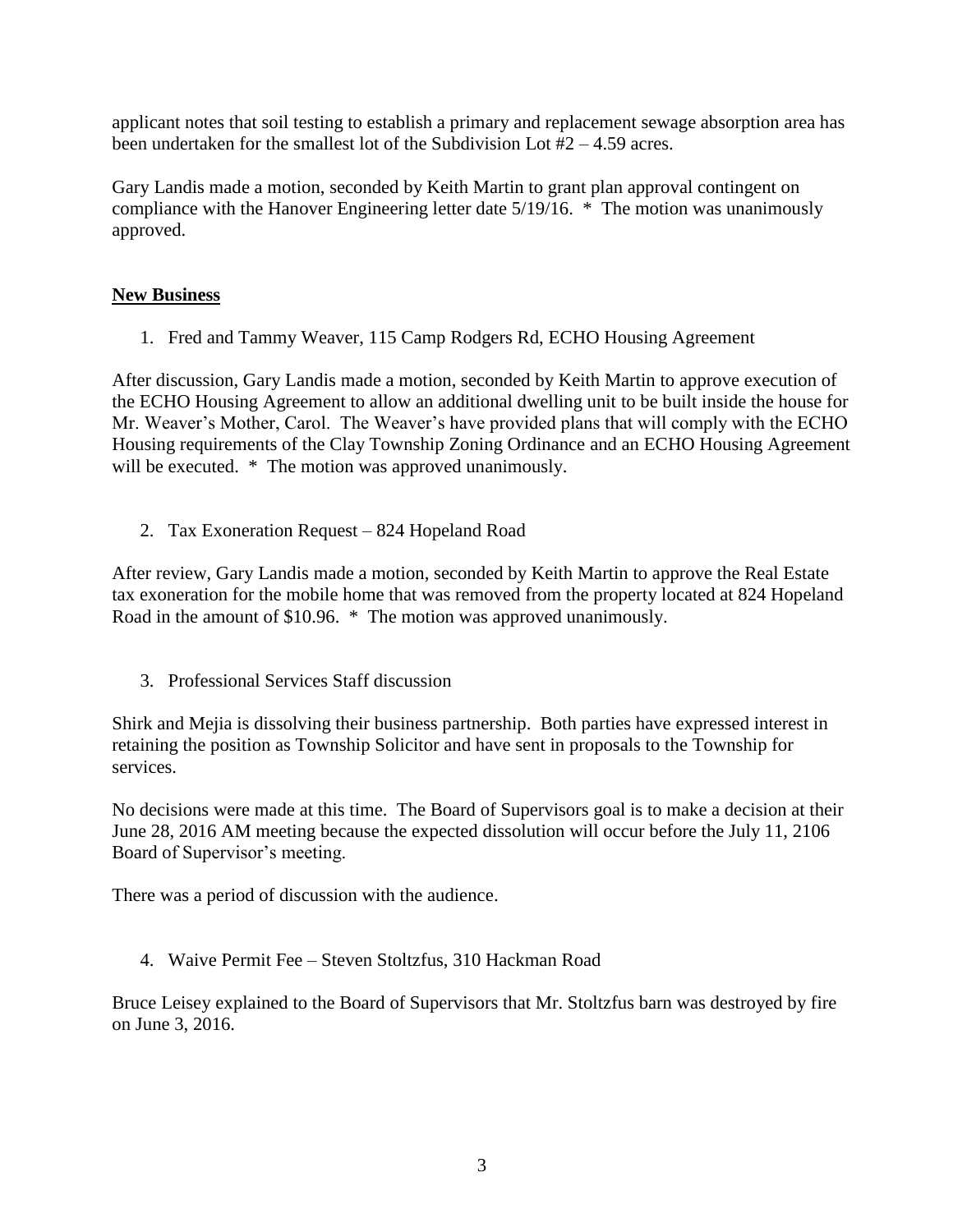applicant notes that soil testing to establish a primary and replacement sewage absorption area has been undertaken for the smallest lot of the Subdivision Lot #2 – 4.59 acres.

Gary Landis made a motion, seconded by Keith Martin to grant plan approval contingent on compliance with the Hanover Engineering letter date 5/19/16. * The motion was unanimously approved.

## **New Business**

1. Fred and Tammy Weaver, 115 Camp Rodgers Rd, ECHO Housing Agreement

After discussion, Gary Landis made a motion, seconded by Keith Martin to approve execution of the ECHO Housing Agreement to allow an additional dwelling unit to be built inside the house for Mr. Weaver's Mother, Carol. The Weaver's have provided plans that will comply with the ECHO Housing requirements of the Clay Township Zoning Ordinance and an ECHO Housing Agreement will be executed. * The motion was approved unanimously.

2. Tax Exoneration Request – 824 Hopeland Road

After review, Gary Landis made a motion, seconded by Keith Martin to approve the Real Estate tax exoneration for the mobile home that was removed from the property located at 824 Hopeland Road in the amount of $10.96. * The motion was approved unanimously.

3. Professional Services Staff discussion

Shirk and Mejia is dissolving their business partnership. Both parties have expressed interest in retaining the position as Township Solicitor and have sent in proposals to the Township for services.

No decisions were made at this time. The Board of Supervisors goal is to make a decision at their June 28, 2016 AM meeting because the expected dissolution will occur before the July 11, 2106 Board of Supervisor's meeting.

There was a period of discussion with the audience.

4. Waive Permit Fee – Steven Stoltzfus, 310 Hackman Road

Bruce Leisey explained to the Board of Supervisors that Mr. Stoltzfus barn was destroyed by fire on June 3, 2016.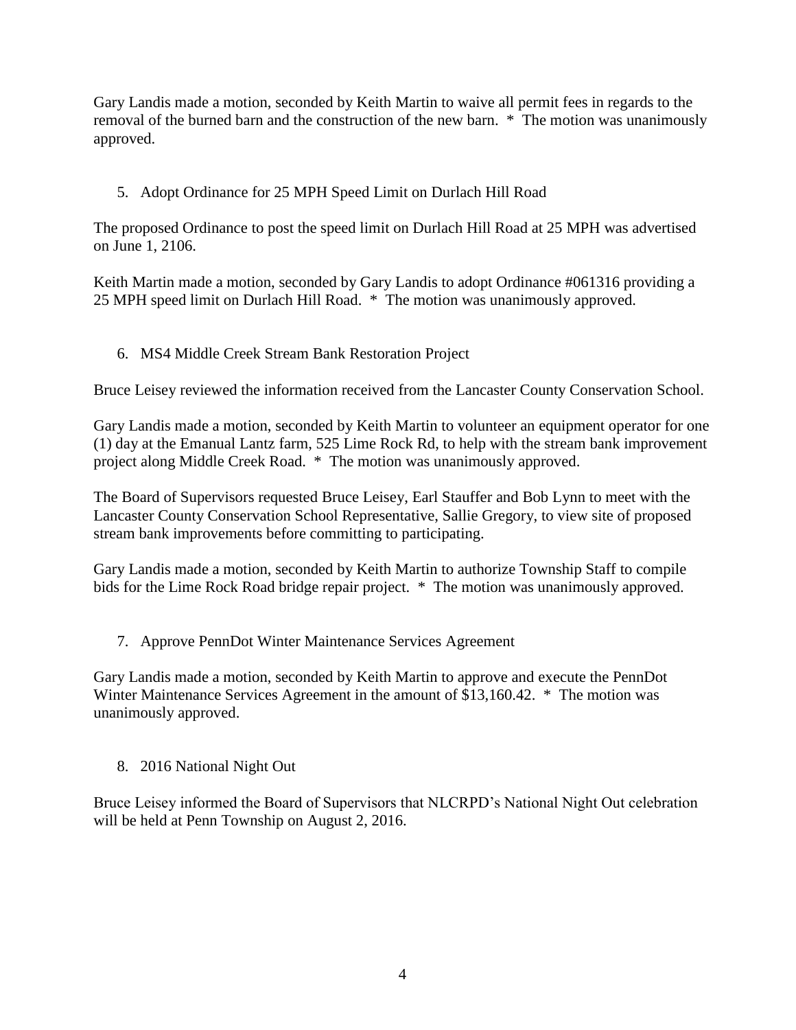Gary Landis made a motion, seconded by Keith Martin to waive all permit fees in regards to the removal of the burned barn and the construction of the new barn. * The motion was unanimously approved.

5. Adopt Ordinance for 25 MPH Speed Limit on Durlach Hill Road

The proposed Ordinance to post the speed limit on Durlach Hill Road at 25 MPH was advertised on June 1, 2106.

Keith Martin made a motion, seconded by Gary Landis to adopt Ordinance #061316 providing a 25 MPH speed limit on Durlach Hill Road. * The motion was unanimously approved.

6. MS4 Middle Creek Stream Bank Restoration Project

Bruce Leisey reviewed the information received from the Lancaster County Conservation School.

Gary Landis made a motion, seconded by Keith Martin to volunteer an equipment operator for one (1) day at the Emanual Lantz farm, 525 Lime Rock Rd, to help with the stream bank improvement project along Middle Creek Road. * The motion was unanimously approved.

The Board of Supervisors requested Bruce Leisey, Earl Stauffer and Bob Lynn to meet with the Lancaster County Conservation School Representative, Sallie Gregory, to view site of proposed stream bank improvements before committing to participating.

Gary Landis made a motion, seconded by Keith Martin to authorize Township Staff to compile bids for the Lime Rock Road bridge repair project. * The motion was unanimously approved.

7. Approve PennDot Winter Maintenance Services Agreement

Gary Landis made a motion, seconded by Keith Martin to approve and execute the PennDot Winter Maintenance Services Agreement in the amount of $13,160.42. * The motion was unanimously approved.

8. 2016 National Night Out

Bruce Leisey informed the Board of Supervisors that NLCRPD's National Night Out celebration will be held at Penn Township on August 2, 2016.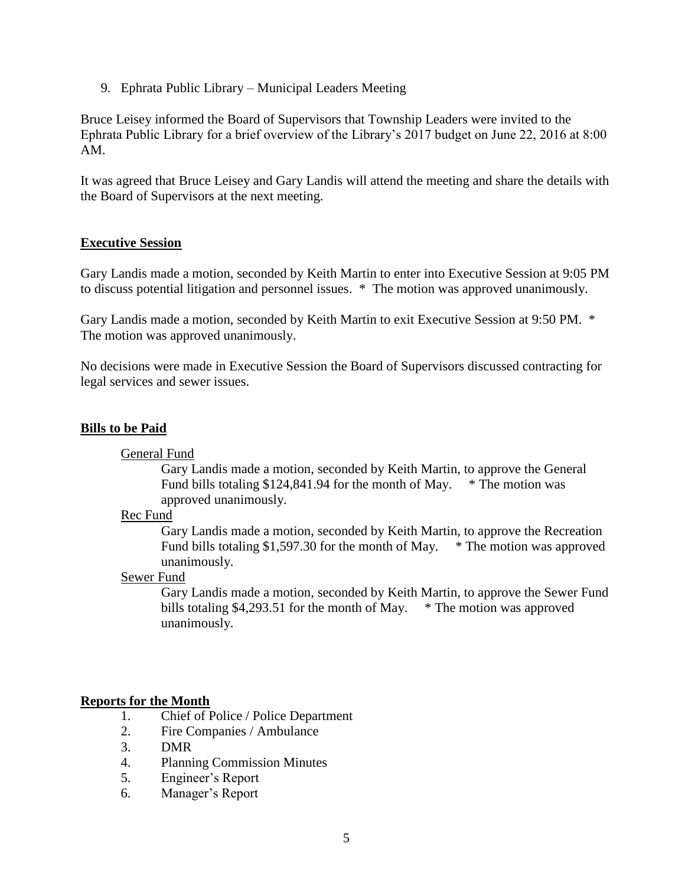9. Ephrata Public Library – Municipal Leaders Meeting

Bruce Leisey informed the Board of Supervisors that Township Leaders were invited to the Ephrata Public Library for a brief overview of the Library's 2017 budget on June 22, 2016 at 8:00 AM.

It was agreed that Bruce Leisey and Gary Landis will attend the meeting and share the details with the Board of Supervisors at the next meeting.

## Executive Session

Gary Landis made a motion, seconded by Keith Martin to enter into Executive Session at 9:05 PM to discuss potential litigation and personnel issues. * The motion was approved unanimously.

Gary Landis made a motion, seconded by Keith Martin to exit Executive Session at 9:50 PM. * The motion was approved unanimously.

No decisions were made in Executive Session the Board of Supervisors discussed contracting for legal services and sewer issues.

## Bills to be Paid

General Fund

Gary Landis made a motion, seconded by Keith Martin, to approve the General Fund bills totaling $124,841.94 for the month of May. * The motion was approved unanimously.

Rec Fund

Gary Landis made a motion, seconded by Keith Martin, to approve the Recreation Fund bills totaling $1,597.30 for the month of May. * The motion was approved unanimously.

Sewer Fund

Gary Landis made a motion, seconded by Keith Martin, to approve the Sewer Fund bills totaling $4,293.51 for the month of May. * The motion was approved unanimously.

## Reports for the Month

1. Chief of Police / Police Department
2. Fire Companies / Ambulance
3. DMR
4. Planning Commission Minutes
5. Engineer's Report
6. Manager's Report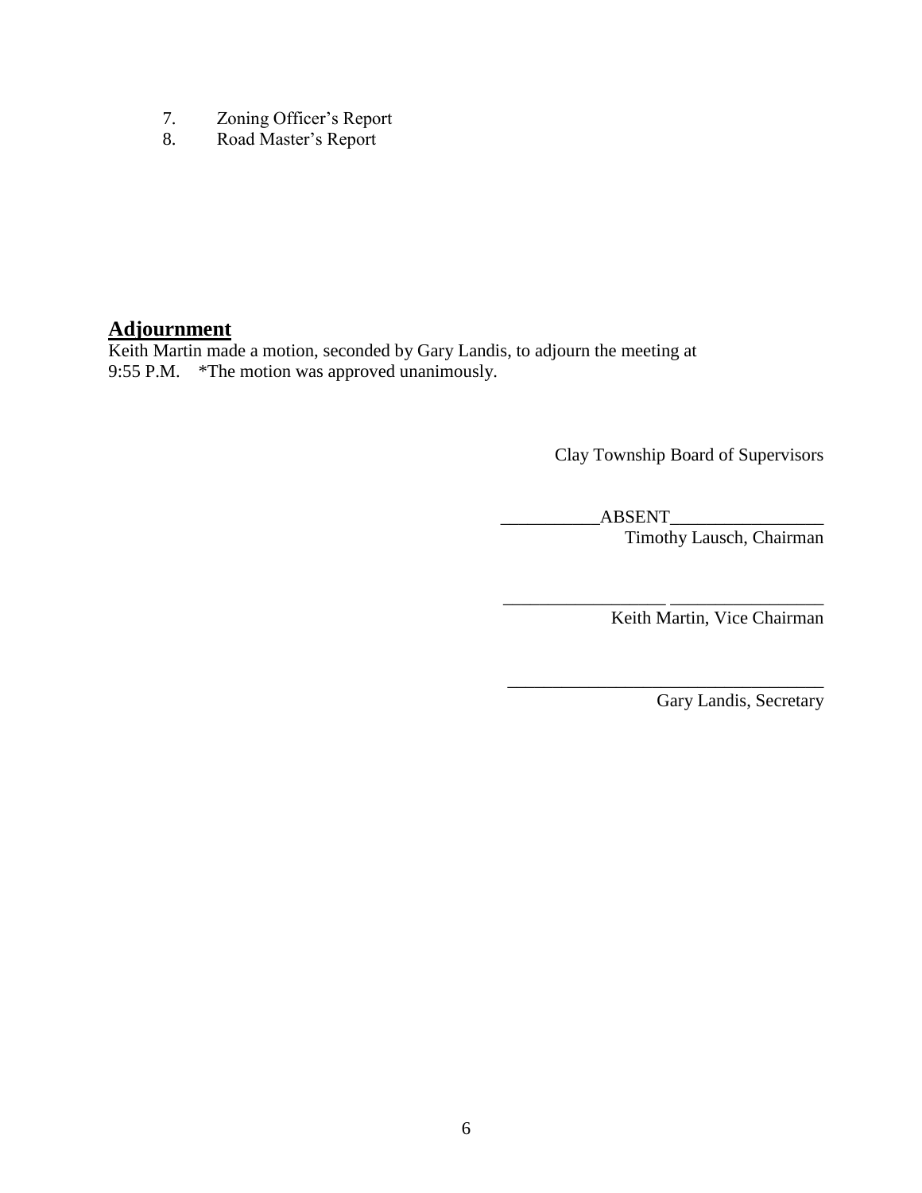7. Zoning Officer's Report
8. Road Master's Report

## Adjournment

Keith Martin made a motion, seconded by Gary Landis, to adjourn the meeting at 9:55 P.M. *The motion was approved unanimously.

Clay Township Board of Supervisors

___________ABSENT_________________
Timothy Lausch, Chairman

__________________ _________________
Keith Martin, Vice Chairman

___________________________________
Gary Landis, Secretary